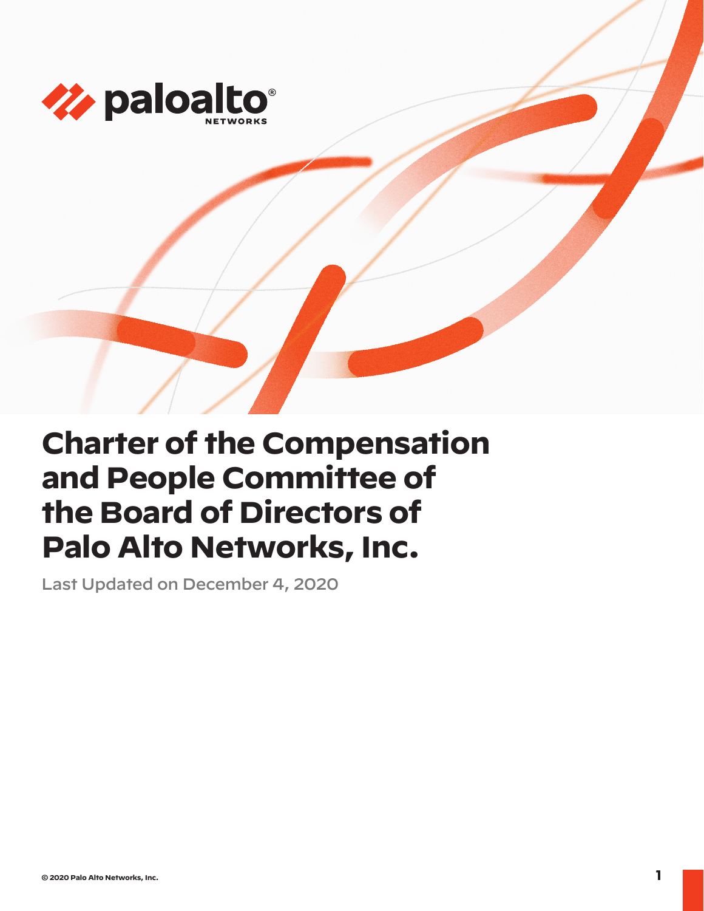# Charter of the Compensation and People Committee of the Board of Directors of Palo Alto Networks, Inc.

Last Updated on December 4, 2020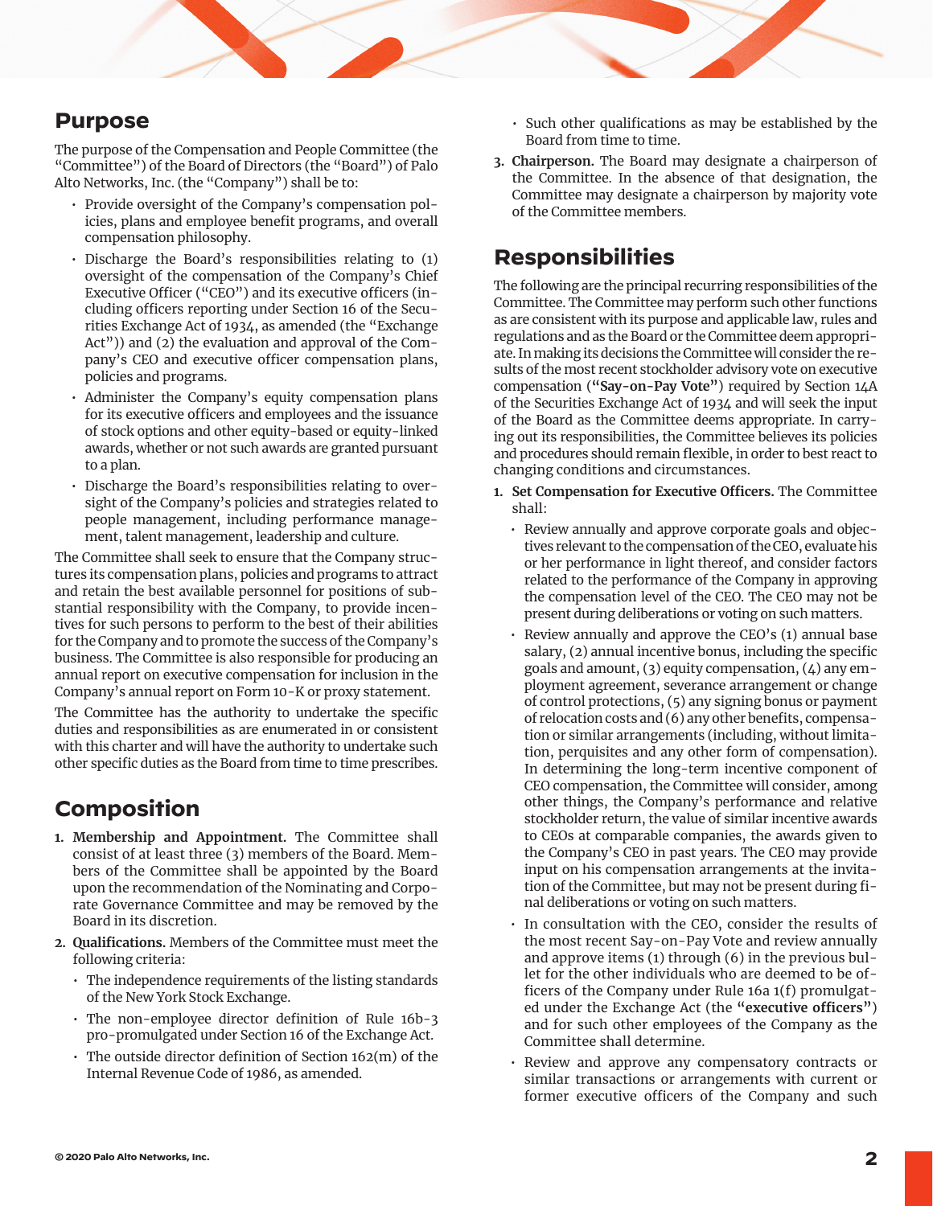## Purpose

The purpose of the Compensation and People Committee (the "Committee") of the Board of Directors (the "Board") of Palo Alto Networks, Inc. (the "Company") shall be to:

- Provide oversight of the Company's compensation policies, plans and employee benefit programs, and overall compensation philosophy.
- Discharge the Board's responsibilities relating to (1) oversight of the compensation of the Company's Chief Executive Officer ("CEO") and its executive officers (including officers reporting under Section 16 of the Securities Exchange Act of 1934, as amended (the "Exchange Act")) and (2) the evaluation and approval of the Company's CEO and executive officer compensation plans, policies and programs.
- Administer the Company's equity compensation plans for its executive officers and employees and the issuance of stock options and other equity-based or equity-linked awards, whether or not such awards are granted pursuant to a plan.
- Discharge the Board's responsibilities relating to oversight of the Company's policies and strategies related to people management, including performance management, talent management, leadership and culture.

The Committee shall seek to ensure that the Company structures its compensation plans, policies and programs to attract and retain the best available personnel for positions of substantial responsibility with the Company, to provide incentives for such persons to perform to the best of their abilities for the Company and to promote the success of the Company's business. The Committee is also responsible for producing an annual report on executive compensation for inclusion in the Company's annual report on Form 10-K or proxy statement.

The Committee has the authority to undertake the specific duties and responsibilities as are enumerated in or consistent with this charter and will have the authority to undertake such other specific duties as the Board from time to time prescribes.

## Composition

1. **Membership and Appointment.** The Committee shall consist of at least three (3) members of the Board. Members of the Committee shall be appointed by the Board upon the recommendation of the Nominating and Corporate Governance Committee and may be removed by the Board in its discretion.
2. **Qualifications.** Members of the Committee must meet the following criteria:
   - The independence requirements of the listing standards of the New York Stock Exchange.
   - The non-employee director definition of Rule 16b-3 pro-promulgated under Section 16 of the Exchange Act.
   - The outside director definition of Section 162(m) of the Internal Revenue Code of 1986, as amended.
   - Such other qualifications as may be established by the Board from time to time.
3. **Chairperson.** The Board may designate a chairperson of the Committee. In the absence of that designation, the Committee may designate a chairperson by majority vote of the Committee members.

## Responsibilities

The following are the principal recurring responsibilities of the Committee. The Committee may perform such other functions as are consistent with its purpose and applicable law, rules and regulations and as the Board or the Committee deem appropriate. In making its decisions the Committee will consider the results of the most recent stockholder advisory vote on executive compensation (**"Say-on-Pay Vote"**) required by Section 14A of the Securities Exchange Act of 1934 and will seek the input of the Board as the Committee deems appropriate. In carrying out its responsibilities, the Committee believes its policies and procedures should remain flexible, in order to best react to changing conditions and circumstances.

1. **Set Compensation for Executive Officers.** The Committee shall:
   - Review annually and approve corporate goals and objectives relevant to the compensation of the CEO, evaluate his or her performance in light thereof, and consider factors related to the performance of the Company in approving the compensation level of the CEO. The CEO may not be present during deliberations or voting on such matters.
   - Review annually and approve the CEO's (1) annual base salary, (2) annual incentive bonus, including the specific goals and amount, (3) equity compensation, (4) any employment agreement, severance arrangement or change of control protections, (5) any signing bonus or payment of relocation costs and (6) any other benefits, compensation or similar arrangements (including, without limitation, perquisites and any other form of compensation). In determining the long-term incentive component of CEO compensation, the Committee will consider, among other things, the Company's performance and relative stockholder return, the value of similar incentive awards to CEOs at comparable companies, the awards given to the Company's CEO in past years. The CEO may provide input on his compensation arrangements at the invitation of the Committee, but may not be present during final deliberations or voting on such matters.
   - In consultation with the CEO, consider the results of the most recent Say-on-Pay Vote and review annually and approve items (1) through (6) in the previous bullet for the other individuals who are deemed to be officers of the Company under Rule 16a 1(f) promulgated under the Exchange Act (the **"executive officers"**) and for such other employees of the Company as the Committee shall determine.
   - Review and approve any compensatory contracts or similar transactions or arrangements with current or former executive officers of the Company and such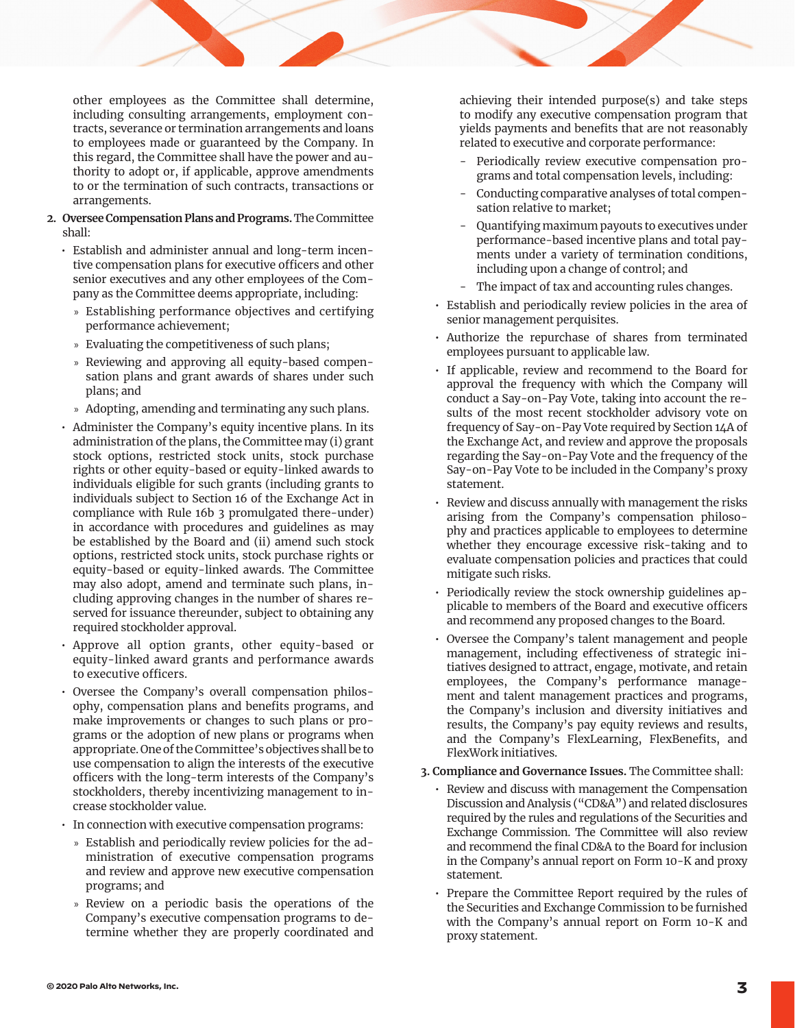other employees as the Committee shall determine, including consulting arrangements, employment contracts, severance or termination arrangements and loans to employees made or guaranteed by the Company. In this regard, the Committee shall have the power and authority to adopt or, if applicable, approve amendments to or the termination of such contracts, transactions or arrangements.

2. **Oversee Compensation Plans and Programs.** The Committee shall:
   - Establish and administer annual and long-term incentive compensation plans for executive officers and other senior executives and any other employees of the Company as the Committee deems appropriate, including:
     - Establishing performance objectives and certifying performance achievement;
     - Evaluating the competitiveness of such plans;
     - Reviewing and approving all equity-based compensation plans and grant awards of shares under such plans; and
     - Adopting, amending and terminating any such plans.
   - Administer the Company's equity incentive plans. In its administration of the plans, the Committee may (i) grant stock options, restricted stock units, stock purchase rights or other equity-based or equity-linked awards to individuals eligible for such grants (including grants to individuals subject to Section 16 of the Exchange Act in compliance with Rule 16b 3 promulgated there-under) in accordance with procedures and guidelines as may be established by the Board and (ii) amend such stock options, restricted stock units, stock purchase rights or equity-based or equity-linked awards. The Committee may also adopt, amend and terminate such plans, including approving changes in the number of shares reserved for issuance thereunder, subject to obtaining any required stockholder approval.
   - Approve all option grants, other equity-based or equity-linked award grants and performance awards to executive officers.
   - Oversee the Company's overall compensation philosophy, compensation plans and benefits programs, and make improvements or changes to such plans or programs or the adoption of new plans or programs when appropriate. One of the Committee's objectives shall be to use compensation to align the interests of the executive officers with the long-term interests of the Company's stockholders, thereby incentivizing management to increase stockholder value.
   - In connection with executive compensation programs:
     - Establish and periodically review policies for the administration of executive compensation programs and review and approve new executive compensation programs; and
     - Review on a periodic basis the operations of the Company's executive compensation programs to determine whether they are properly coordinated and achieving their intended purpose(s) and take steps to modify any executive compensation program that yields payments and benefits that are not reasonably related to executive and corporate performance:
       - Periodically review executive compensation programs and total compensation levels, including:
       - Conducting comparative analyses of total compensation relative to market;
       - Quantifying maximum payouts to executives under performance-based incentive plans and total payments under a variety of termination conditions, including upon a change of control; and
       - The impact of tax and accounting rules changes.
   - Establish and periodically review policies in the area of senior management perquisites.
   - Authorize the repurchase of shares from terminated employees pursuant to applicable law.
   - If applicable, review and recommend to the Board for approval the frequency with which the Company will conduct a Say-on-Pay Vote, taking into account the results of the most recent stockholder advisory vote on frequency of Say-on-Pay Vote required by Section 14A of the Exchange Act, and review and approve the proposals regarding the Say-on-Pay Vote and the frequency of the Say-on-Pay Vote to be included in the Company's proxy statement.
   - Review and discuss annually with management the risks arising from the Company's compensation philosophy and practices applicable to employees to determine whether they encourage excessive risk-taking and to evaluate compensation policies and practices that could mitigate such risks.
   - Periodically review the stock ownership guidelines applicable to members of the Board and executive officers and recommend any proposed changes to the Board.
   - Oversee the Company's talent management and people management, including effectiveness of strategic initiatives designed to attract, engage, motivate, and retain employees, the Company's performance management and talent management practices and programs, the Company's inclusion and diversity initiatives and results, the Company's pay equity reviews and results, and the Company's FlexLearning, FlexBenefits, and FlexWork initiatives.

3. **Compliance and Governance Issues.** The Committee shall:
   - Review and discuss with management the Compensation Discussion and Analysis ("CD&A") and related disclosures required by the rules and regulations of the Securities and Exchange Commission. The Committee will also review and recommend the final CD&A to the Board for inclusion in the Company's annual report on Form 10-K and proxy statement.
   - Prepare the Committee Report required by the rules of the Securities and Exchange Commission to be furnished with the Company's annual report on Form 10-K and proxy statement.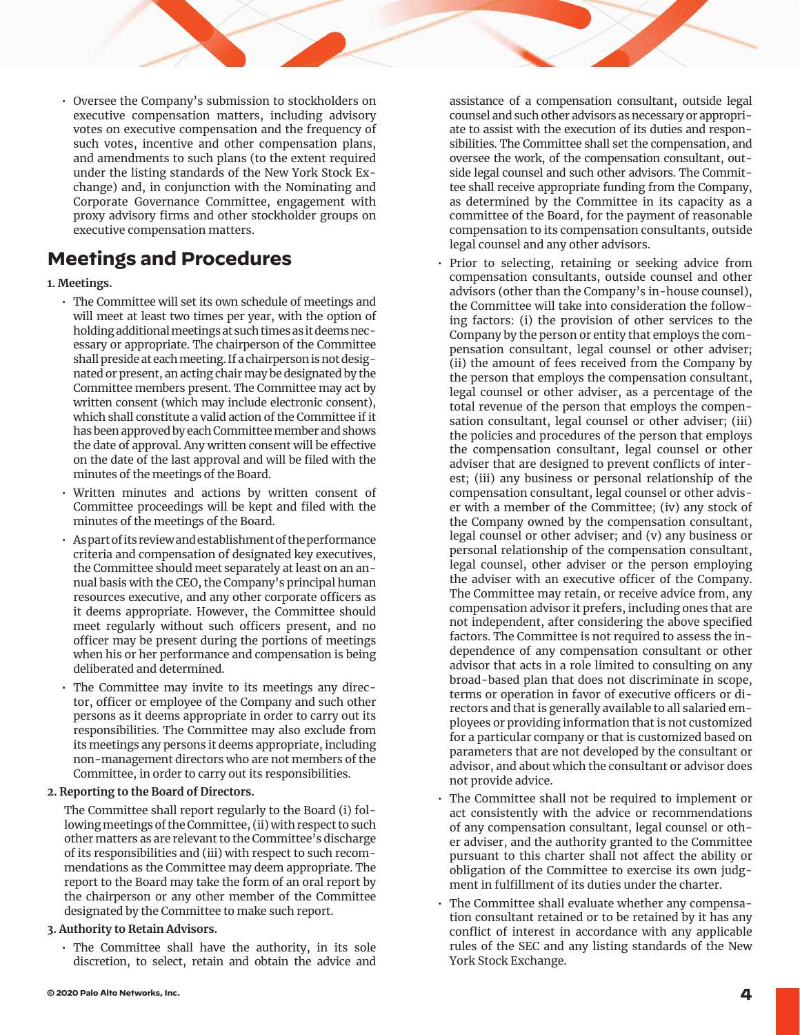- Oversee the Company's submission to stockholders on executive compensation matters, including advisory votes on executive compensation and the frequency of such votes, incentive and other compensation plans, and amendments to such plans (to the extent required under the listing standards of the New York Stock Exchange) and, in conjunction with the Nominating and Corporate Governance Committee, engagement with proxy advisory firms and other stockholder groups on executive compensation matters.

## Meetings and Procedures

**1. Meetings.**

- The Committee will set its own schedule of meetings and will meet at least two times per year, with the option of holding additional meetings at such times as it deems necessary or appropriate. The chairperson of the Committee shall preside at each meeting. If a chairperson is not designated or present, an acting chair may be designated by the Committee members present. The Committee may act by written consent (which may include electronic consent), which shall constitute a valid action of the Committee if it has been approved by each Committee member and shows the date of approval. Any written consent will be effective on the date of the last approval and will be filed with the minutes of the meetings of the Board.
- Written minutes and actions by written consent of Committee proceedings will be kept and filed with the minutes of the meetings of the Board.
- As part of its review and establishment of the performance criteria and compensation of designated key executives, the Committee should meet separately at least on an annual basis with the CEO, the Company's principal human resources executive, and any other corporate officers as it deems appropriate. However, the Committee should meet regularly without such officers present, and no officer may be present during the portions of meetings when his or her performance and compensation is being deliberated and determined.
- The Committee may invite to its meetings any director, officer or employee of the Company and such other persons as it deems appropriate in order to carry out its responsibilities. The Committee may also exclude from its meetings any persons it deems appropriate, including non-management directors who are not members of the Committee, in order to carry out its responsibilities.

**2. Reporting to the Board of Directors.**

The Committee shall report regularly to the Board (i) following meetings of the Committee, (ii) with respect to such other matters as are relevant to the Committee's discharge of its responsibilities and (iii) with respect to such recommendations as the Committee may deem appropriate. The report to the Board may take the form of an oral report by the chairperson or any other member of the Committee designated by the Committee to make such report.

**3. Authority to Retain Advisors.**

- The Committee shall have the authority, in its sole discretion, to select, retain and obtain the advice and assistance of a compensation consultant, outside legal counsel and such other advisors as necessary or appropriate to assist with the execution of its duties and responsibilities. The Committee shall set the compensation, and oversee the work, of the compensation consultant, outside legal counsel and such other advisors. The Committee shall receive appropriate funding from the Company, as determined by the Committee in its capacity as a committee of the Board, for the payment of reasonable compensation to its compensation consultants, outside legal counsel and any other advisors.
- Prior to selecting, retaining or seeking advice from compensation consultants, outside counsel and other advisors (other than the Company's in-house counsel), the Committee will take into consideration the following factors: (i) the provision of other services to the Company by the person or entity that employs the compensation consultant, legal counsel or other adviser; (ii) the amount of fees received from the Company by the person that employs the compensation consultant, legal counsel or other adviser, as a percentage of the total revenue of the person that employs the compensation consultant, legal counsel or other adviser; (iii) the policies and procedures of the person that employs the compensation consultant, legal counsel or other adviser that are designed to prevent conflicts of interest; (iii) any business or personal relationship of the compensation consultant, legal counsel or other adviser with a member of the Committee; (iv) any stock of the Company owned by the compensation consultant, legal counsel or other adviser; and (v) any business or personal relationship of the compensation consultant, legal counsel, other adviser or the person employing the adviser with an executive officer of the Company. The Committee may retain, or receive advice from, any compensation advisor it prefers, including ones that are not independent, after considering the above specified factors. The Committee is not required to assess the independence of any compensation consultant or other advisor that acts in a role limited to consulting on any broad-based plan that does not discriminate in scope, terms or operation in favor of executive officers or directors and that is generally available to all salaried employees or providing information that is not customized for a particular company or that is customized based on parameters that are not developed by the consultant or advisor, and about which the consultant or advisor does not provide advice.
- The Committee shall not be required to implement or act consistently with the advice or recommendations of any compensation consultant, legal counsel or other adviser, and the authority granted to the Committee pursuant to this charter shall not affect the ability or obligation of the Committee to exercise its own judgment in fulfillment of its duties under the charter.
- The Committee shall evaluate whether any compensation consultant retained or to be retained by it has any conflict of interest in accordance with any applicable rules of the SEC and any listing standards of the New York Stock Exchange.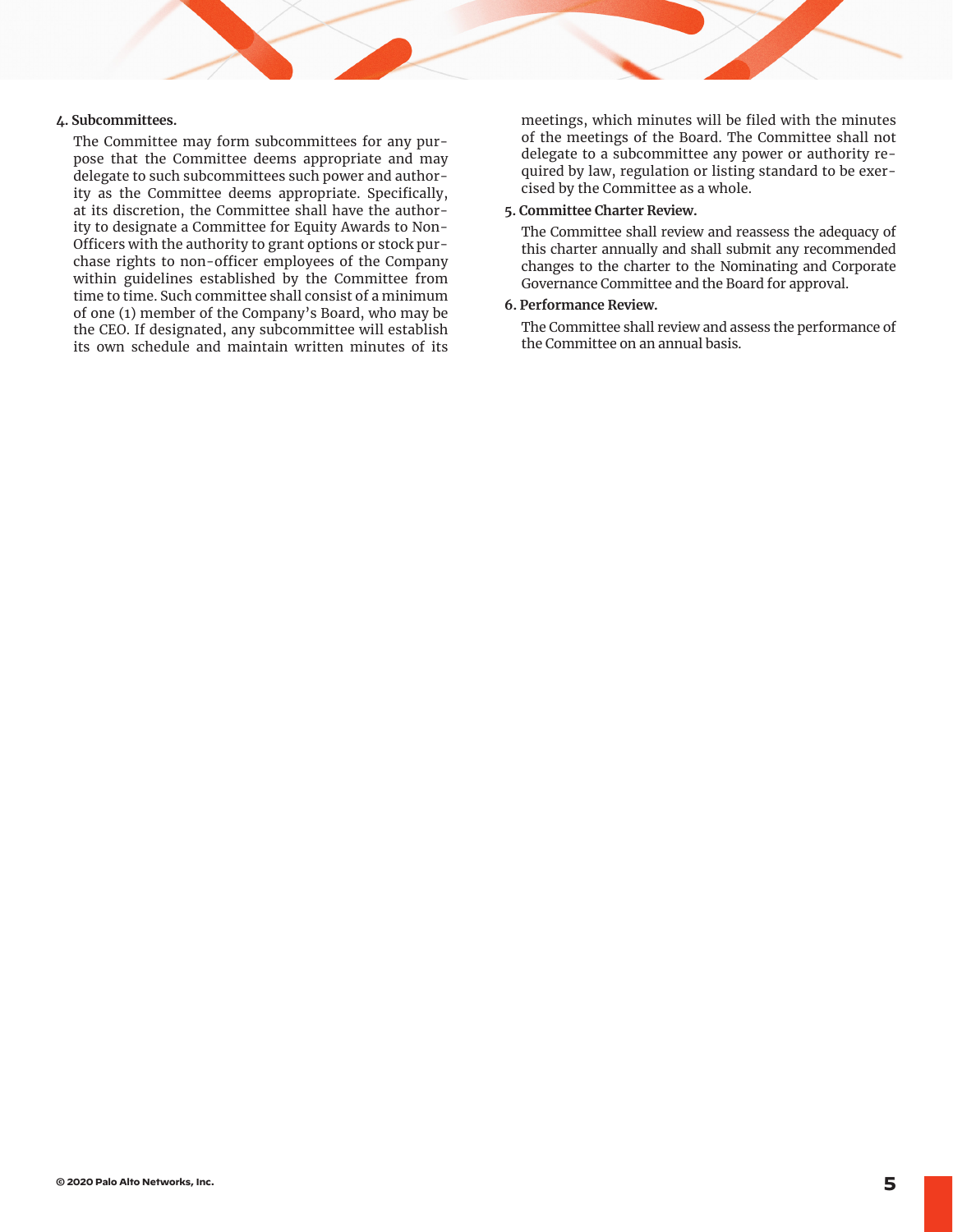**4. Subcommittees.**

The Committee may form subcommittees for any purpose that the Committee deems appropriate and may delegate to such subcommittees such power and authority as the Committee deems appropriate. Specifically, at its discretion, the Committee shall have the authority to designate a Committee for Equity Awards to Non-Officers with the authority to grant options or stock purchase rights to non-officer employees of the Company within guidelines established by the Committee from time to time. Such committee shall consist of a minimum of one (1) member of the Company's Board, who may be the CEO. If designated, any subcommittee will establish its own schedule and maintain written minutes of its meetings, which minutes will be filed with the minutes of the meetings of the Board. The Committee shall not delegate to a subcommittee any power or authority required by law, regulation or listing standard to be exercised by the Committee as a whole.

**5. Committee Charter Review.**

The Committee shall review and reassess the adequacy of this charter annually and shall submit any recommended changes to the charter to the Nominating and Corporate Governance Committee and the Board for approval.

**6. Performance Review.**

The Committee shall review and assess the performance of the Committee on an annual basis.